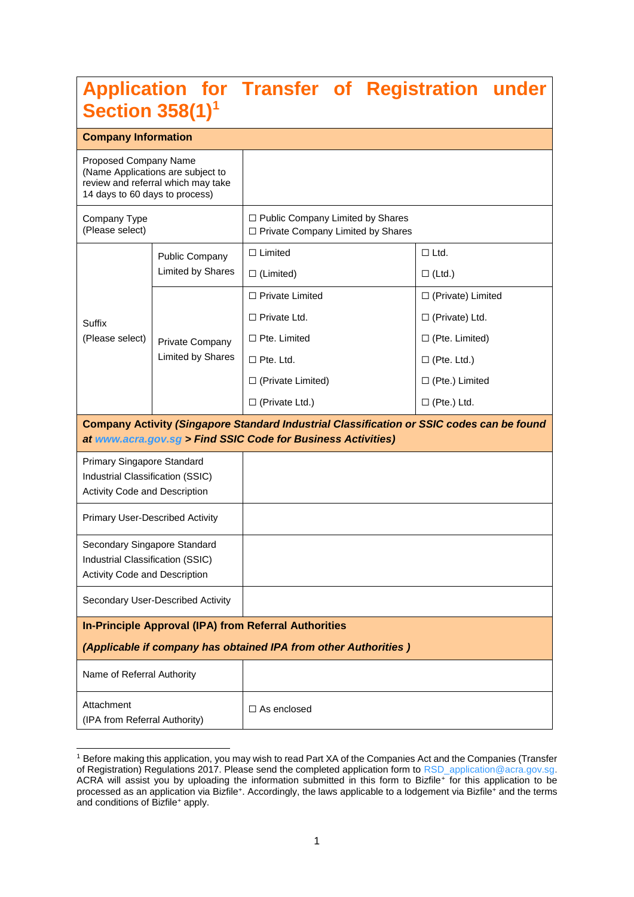# Application for Transfer of Registration under Section 358(1)[1]

| **Company Information** | | | |
|---|---|---|---|
| Proposed Company Name (Name Applications are subject to review and referral which may take 14 days to 60 days to process) | | | |
| Company Type (Please select) | | ☐ Public Company Limited by Shares<br>☐ Private Company Limited by Shares | |
| Suffix (Please select) | Public Company Limited by Shares | ☐ Limited<br>☐ (Limited) | ☐ Ltd.<br>☐ (Ltd.) |
| | Private Company Limited by Shares | ☐ Private Limited<br>☐ Private Ltd.<br>☐ Pte. Limited<br>☐ Pte. Ltd.<br>☐ (Private Limited)<br>☐ (Private Ltd.) | ☐ (Private) Limited<br>☐ (Private) Ltd.<br>☐ (Pte. Limited)<br>☐ (Pte. Ltd.)<br>☐ (Pte.) Limited<br>☐ (Pte.) Ltd. |
| **Company Activity** ***(Singapore Standard Industrial Classification or SSIC codes can be found at www.acra.gov.sg > Find SSIC Code for Business Activities)*** | | | |
| Primary Singapore Standard Industrial Classification (SSIC) Activity Code and Description | | | |
| Primary User-Described Activity | | | |
| Secondary Singapore Standard Industrial Classification (SSIC) Activity Code and Description | | | |
| Secondary User-Described Activity | | | |
| **In-Principle Approval (IPA) from Referral Authorities** ***(Applicable if company has obtained IPA from other Authorities )*** | | | |
| Name of Referral Authority | | | |
| Attachment (IPA from Referral Authority) | | ☐ As enclosed | |

[1] Before making this application, you may wish to read Part XA of the Companies Act and the Companies (Transfer of Registration) Regulations 2017. Please send the completed application form to RSD_application@acra.gov.sg. ACRA will assist you by uploading the information submitted in this form to Bizfile⁺ for this application to be processed as an application via Bizfile⁺. Accordingly, the laws applicable to a lodgement via Bizfile⁺ and the terms and conditions of Bizfile⁺ apply.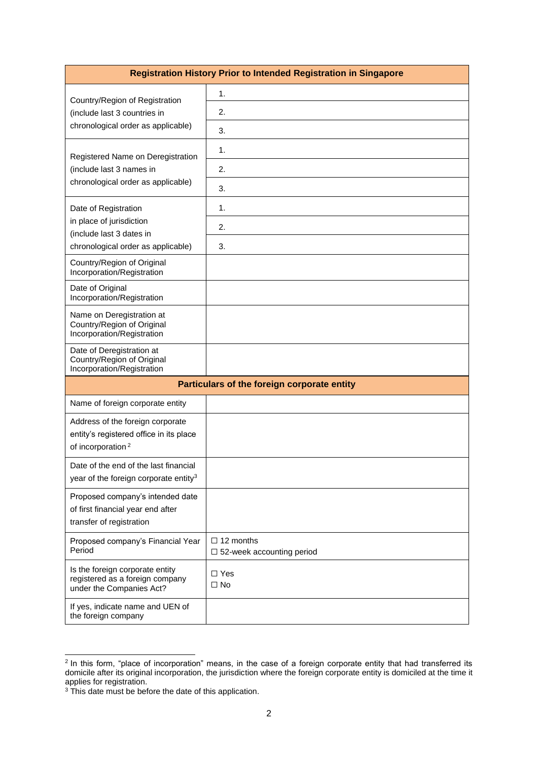| Registration History Prior to Intended Registration in Singapore | |
|---|---|
| Country/Region of Registration (include last 3 countries in chronological order as applicable) | 1. |
| | 2. |
| | 3. |
| Registered Name on Deregistration (include last 3 names in chronological order as applicable) | 1. |
| | 2. |
| | 3. |
| Date of Registration in place of jurisdiction (include last 3 dates in chronological order as applicable) | 1. |
| | 2. |
| | 3. |
| Country/Region of Original Incorporation/Registration | |
| Date of Original Incorporation/Registration | |
| Name on Deregistration at Country/Region of Original Incorporation/Registration | |
| Date of Deregistration at Country/Region of Original Incorporation/Registration | |
| **Particulars of the foreign corporate entity** | |
| Name of foreign corporate entity | |
| Address of the foreign corporate entity's registered office in its place of incorporation [2] | |
| Date of the end of the last financial year of the foreign corporate entity[3] | |
| Proposed company's intended date of first financial year end after transfer of registration | |
| Proposed company's Financial Year Period | ☐ 12 months<br>☐ 52-week accounting period |
| Is the foreign corporate entity registered as a foreign company under the Companies Act? | ☐ Yes<br>☐ No |
| If yes, indicate name and UEN of the foreign company | |

[2] In this form, "place of incorporation" means, in the case of a foreign corporate entity that had transferred its domicile after its original incorporation, the jurisdiction where the foreign corporate entity is domiciled at the time it applies for registration.

[3] This date must be before the date of this application.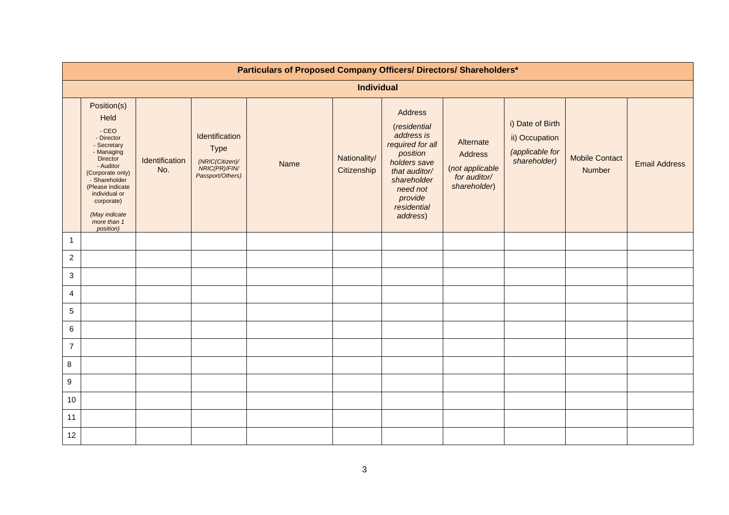| Particulars of Proposed Company Officers/ Directors/ Shareholders* | | | | | | | | | | |
|---|---|---|---|---|---|---|---|---|---|---|
| **Individual** | | | | | | | | | | |
| | Position(s) Held<br>- CEO<br>- Director<br>- Secretary<br>- Managing Director<br>- Auditor (Corporate only)<br>- Shareholder (Please indicate individual or corporate)<br>*(May indicate more than 1 position)* | Identification No. | Identification Type<br>*(NRIC(Citizen)/ NRIC(PR)/FIN/ Passport/Others)* | Name | Nationality/ Citizenship | Address<br>(*residential address is required for all position holders save that auditor/ shareholder need not provide residential address*) | Alternate Address<br>(*not applicable for auditor/ shareholder*) | i) Date of Birth<br>ii) Occupation<br>*(applicable for shareholder)* | Mobile Contact Number | Email Address |
| 1 | | | | | | | | | | |
| 2 | | | | | | | | | | |
| 3 | | | | | | | | | | |
| 4 | | | | | | | | | | |
| 5 | | | | | | | | | | |
| 6 | | | | | | | | | | |
| 7 | | | | | | | | | | |
| 8 | | | | | | | | | | |
| 9 | | | | | | | | | | |
| 10 | | | | | | | | | | |
| 11 | | | | | | | | | | |
| 12 | | | | | | | | | | |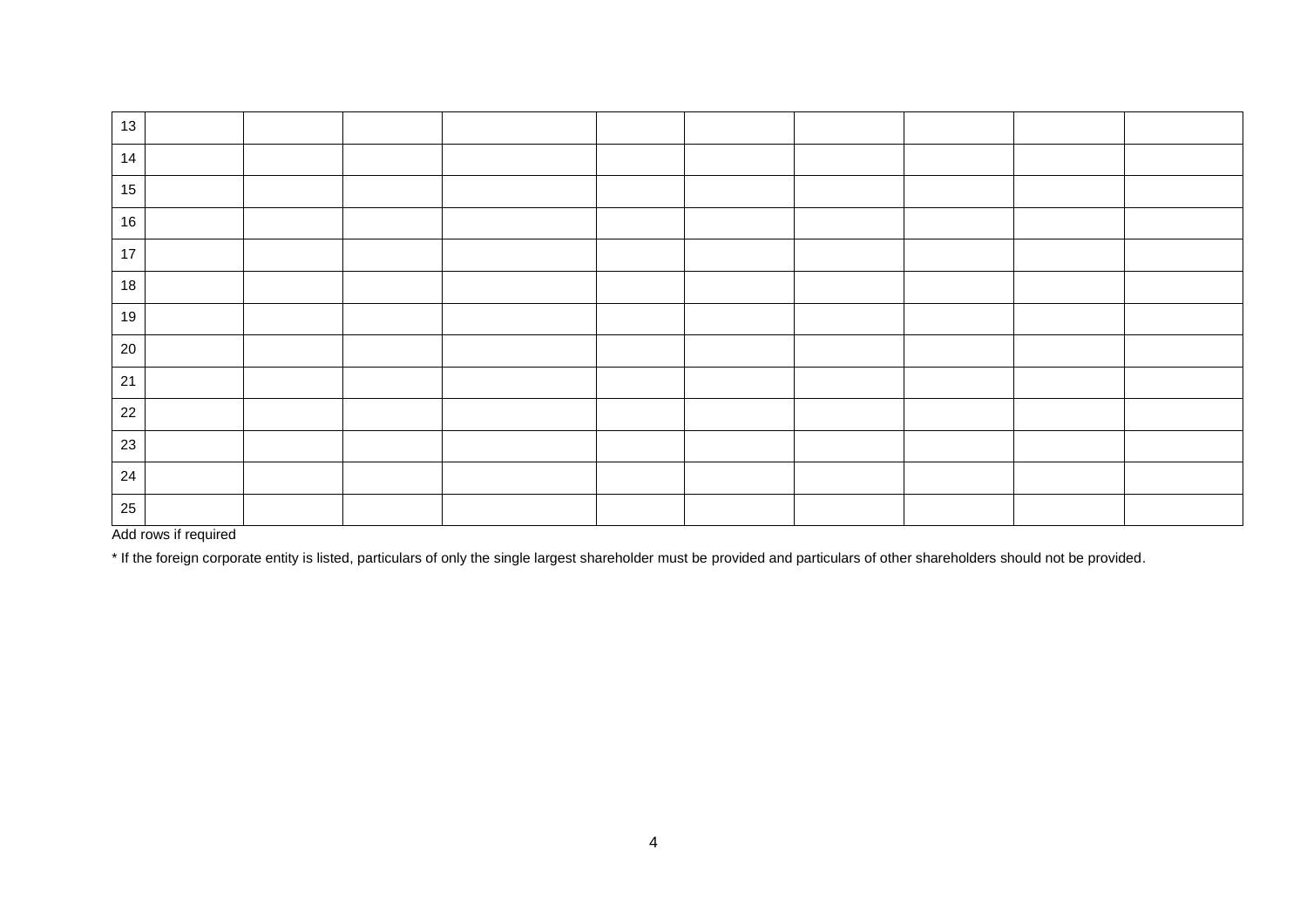| | | | | | | | | | |
|---|---|---|---|---|---|---|---|---|---|
| 13 | | | | | | | | | |
| 14 | | | | | | | | | |
| 15 | | | | | | | | | |
| 16 | | | | | | | | | |
| 17 | | | | | | | | | |
| 18 | | | | | | | | | |
| 19 | | | | | | | | | |
| 20 | | | | | | | | | |
| 21 | | | | | | | | | |
| 22 | | | | | | | | | |
| 23 | | | | | | | | | |
| 24 | | | | | | | | | |
| 25 | | | | | | | | | |

Add rows if required

* If the foreign corporate entity is listed, particulars of only the single largest shareholder must be provided and particulars of other shareholders should not be provided.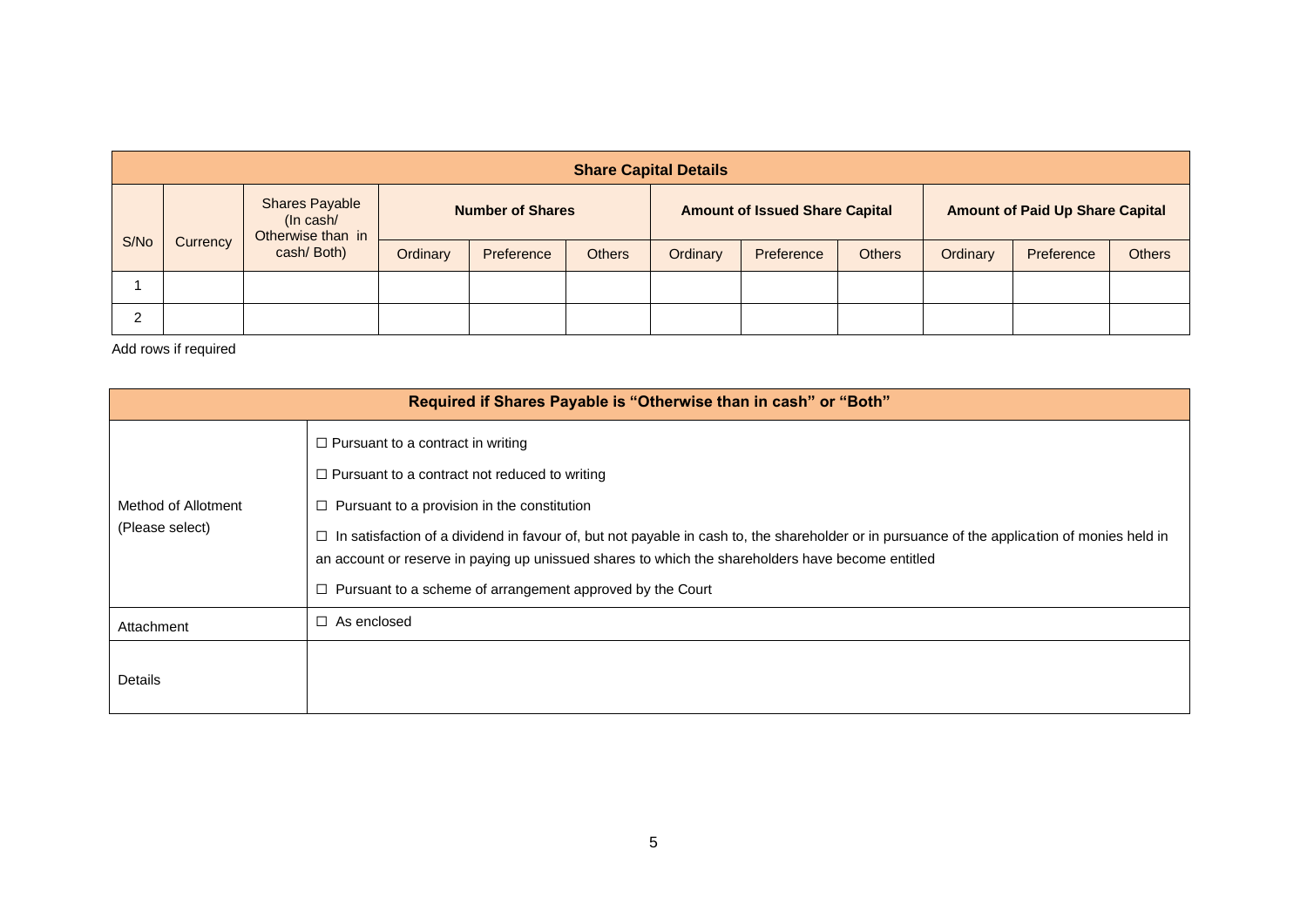| Share Capital Details | | | | | | | | | | | |
|---|---|---|---|---|---|---|---|---|---|---|---|
| S/No | Currency | Shares Payable (In cash/ Otherwise than in cash/ Both) | **Number of Shares** | | | **Amount of Issued Share Capital** | | | **Amount of Paid Up Share Capital** | | |
| | | | Ordinary | Preference | Others | Ordinary | Preference | Others | Ordinary | Preference | Others |
| 1 | | | | | | | | | | | |
| 2 | | | | | | | | | | | |

Add rows if required

| Required if Shares Payable is "Otherwise than in cash" or "Both" | |
|---|---|
| Method of Allotment (Please select) | ☐ Pursuant to a contract in writing<br>☐ Pursuant to a contract not reduced to writing<br>☐ Pursuant to a provision in the constitution<br>☐ In satisfaction of a dividend in favour of, but not payable in cash to, the shareholder or in pursuance of the application of monies held in an account or reserve in paying up unissued shares to which the shareholders have become entitled<br>☐ Pursuant to a scheme of arrangement approved by the Court |
| Attachment | ☐ As enclosed |
| Details | |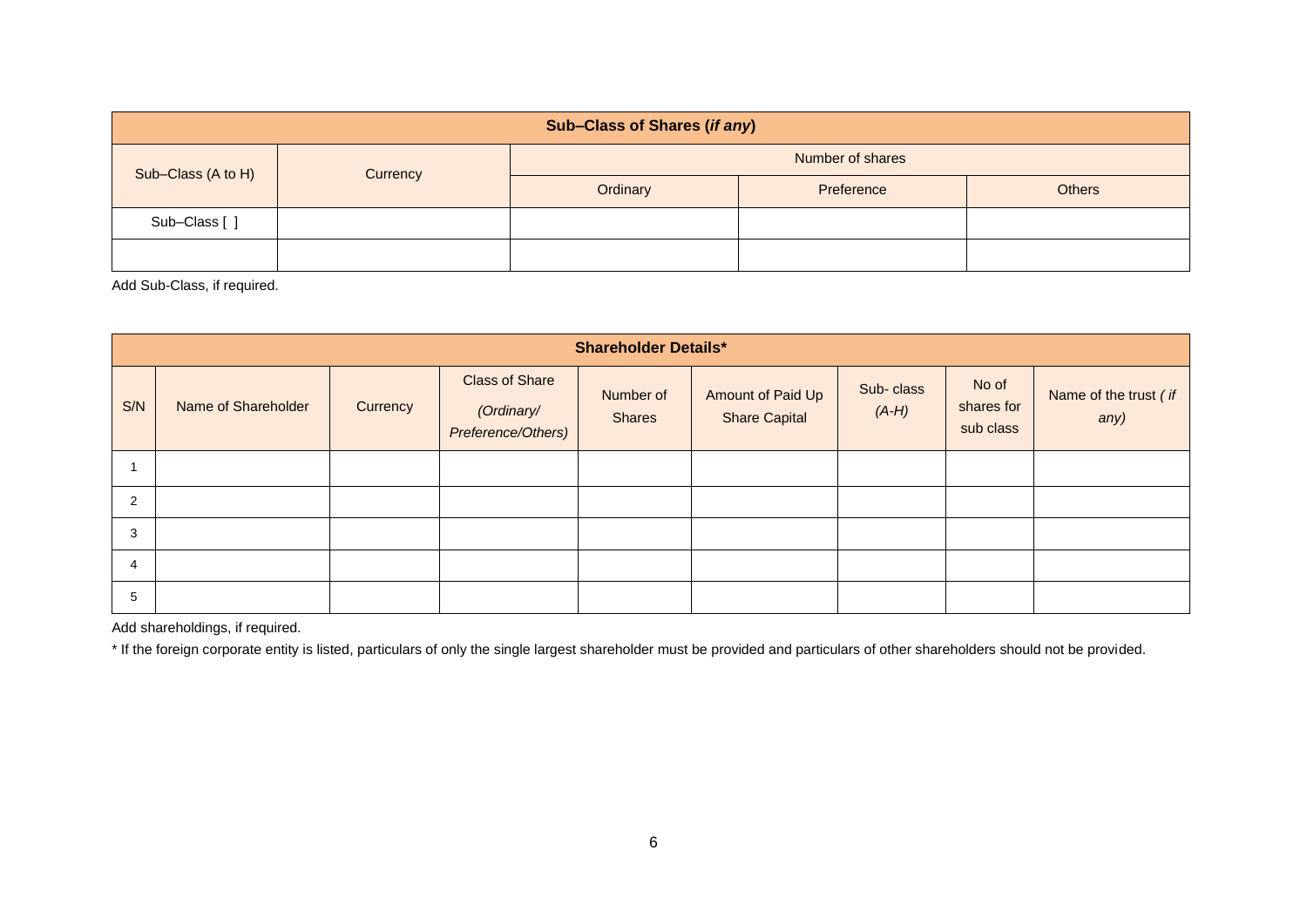| **Sub–Class of Shares (*if any*)** | | | | |
|---|---|---|---|---|
| Sub–Class (A to H) | Currency | Number of shares | | |
| | | Ordinary | Preference | Others |
| Sub–Class [ ] | | | | |
| | | | | |

Add Sub-Class, if required.

| **Shareholder Details*** | | | | | | | | |
|---|---|---|---|---|---|---|---|---|
| S/N | Name of Shareholder | Currency | Class of Share *(Ordinary/ Preference/Others)* | Number of Shares | Amount of Paid Up Share Capital | Sub- class *(A-H)* | No of shares for sub class | Name of the trust *( if any)* |
| 1 | | | | | | | | |
| 2 | | | | | | | | |
| 3 | | | | | | | | |
| 4 | | | | | | | | |
| 5 | | | | | | | | |

Add shareholdings, if required.

* If the foreign corporate entity is listed, particulars of only the single largest shareholder must be provided and particulars of other shareholders should not be provided.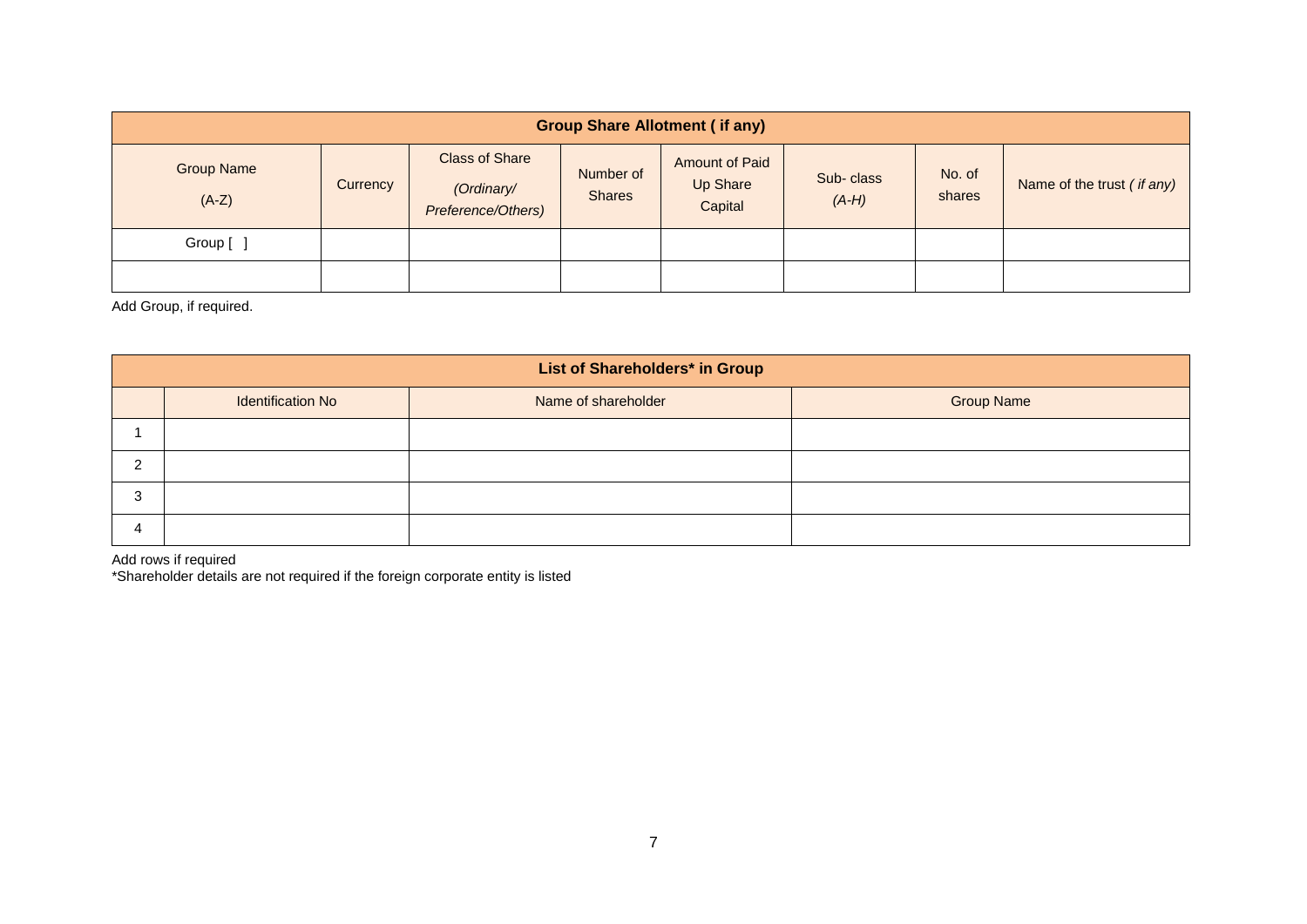| Group Share Allotment ( if any) | | | | | | | |
|---|---|---|---|---|---|---|---|
| Group Name (A-Z) | Currency | Class of Share *(Ordinary/ Preference/Others)* | Number of Shares | Amount of Paid Up Share Capital | Sub- class *(A-H)* | No. of shares | Name of the trust *( if any)* |
| Group [ ] | | | | | | | |
| | | | | | | | |

Add Group, if required.

| List of Shareholders* in Group | | | |
|---|---|---|---|
| | Identification No | Name of shareholder | Group Name |
| 1 | | | |
| 2 | | | |
| 3 | | | |
| 4 | | | |

Add rows if required

*Shareholder details are not required if the foreign corporate entity is listed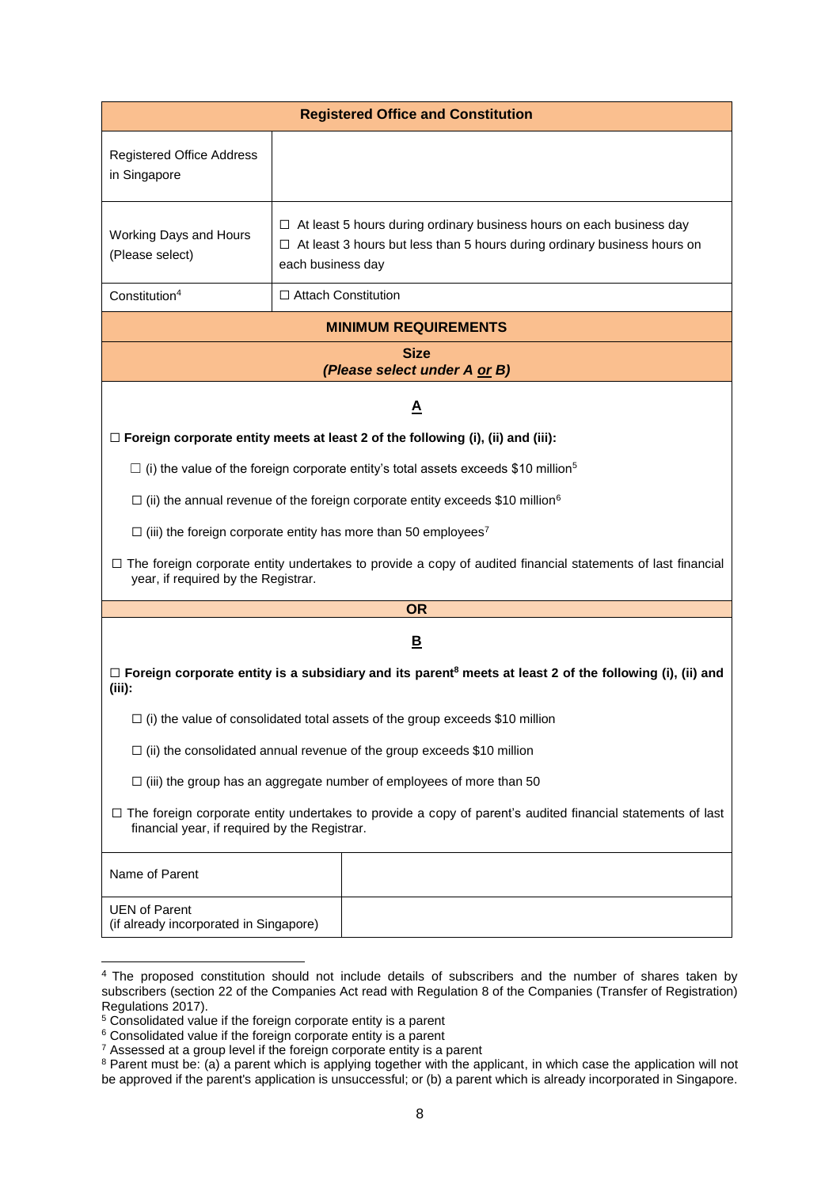| Registered Office and Constitution | |
|---|---|
| Registered Office Address in Singapore | |
| Working Days and Hours (Please select) | ☐ At least 5 hours during ordinary business hours on each business day<br>☐ At least 3 hours but less than 5 hours during ordinary business hours on each business day |
| Constitution[4] | ☐ Attach Constitution |

**MINIMUM REQUIREMENTS**

**Size**
***(Please select under A or B)***

**A**

☐ **Foreign corporate entity meets at least 2 of the following (i), (ii) and (iii):**

- ☐ (i) the value of the foreign corporate entity's total assets exceeds $10 million[5]
- ☐ (ii) the annual revenue of the foreign corporate entity exceeds $10 million[6]
- ☐ (iii) the foreign corporate entity has more than 50 employees[7]

☐ The foreign corporate entity undertakes to provide a copy of audited financial statements of last financial year, if required by the Registrar.

**OR**

**B**

☐ **Foreign corporate entity is a subsidiary and its parent[8] meets at least 2 of the following (i), (ii) and (iii):**

- ☐ (i) the value of consolidated total assets of the group exceeds $10 million
- ☐ (ii) the consolidated annual revenue of the group exceeds $10 million
- ☐ (iii) the group has an aggregate number of employees of more than 50

☐ The foreign corporate entity undertakes to provide a copy of parent's audited financial statements of last financial year, if required by the Registrar.

| Name of Parent | |
|---|---|
| UEN of Parent (if already incorporated in Singapore) | |

---

[4] The proposed constitution should not include details of subscribers and the number of shares taken by subscribers (section 22 of the Companies Act read with Regulation 8 of the Companies (Transfer of Registration) Regulations 2017).

[5] Consolidated value if the foreign corporate entity is a parent

[6] Consolidated value if the foreign corporate entity is a parent

[7] Assessed at a group level if the foreign corporate entity is a parent

[8] Parent must be: (a) a parent which is applying together with the applicant, in which case the application will not be approved if the parent's application is unsuccessful; or (b) a parent which is already incorporated in Singapore.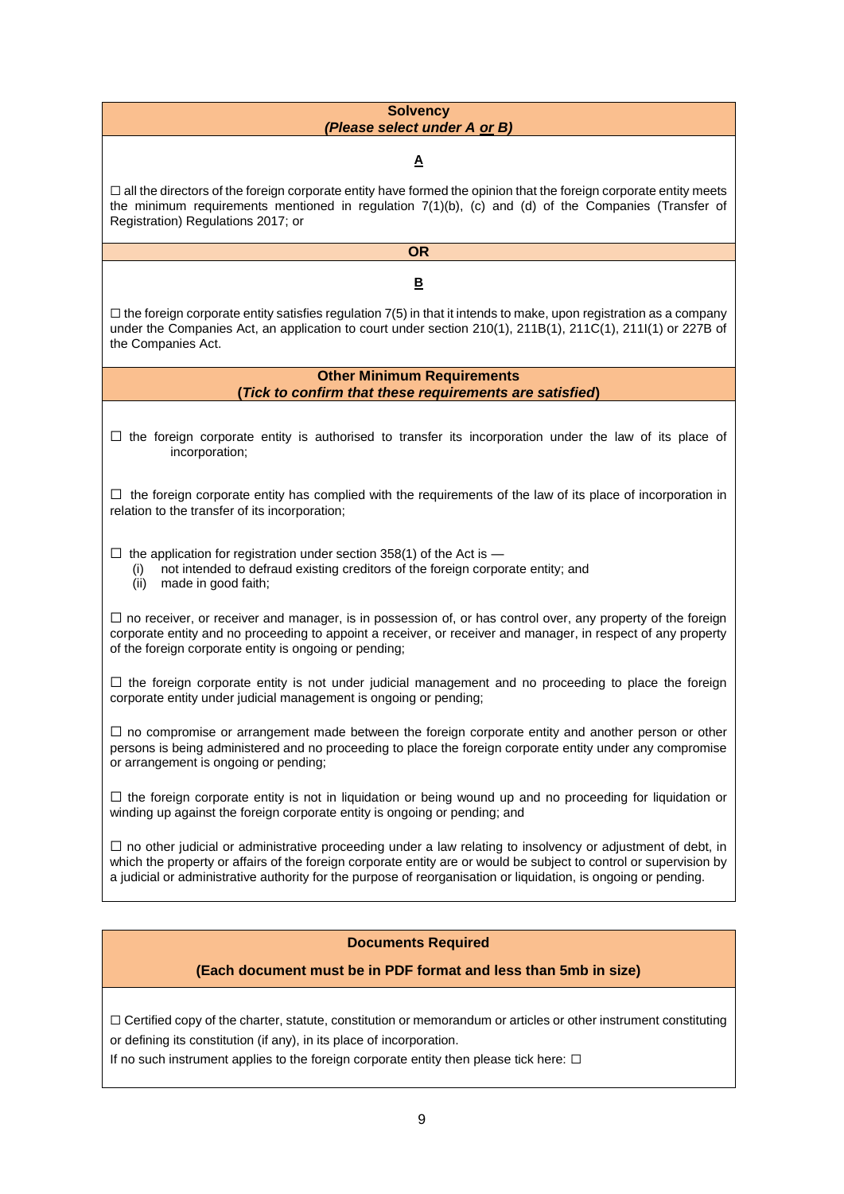**Solvency**
***(Please select under A or B)***

**A**

☐ all the directors of the foreign corporate entity have formed the opinion that the foreign corporate entity meets the minimum requirements mentioned in regulation 7(1)(b), (c) and (d) of the Companies (Transfer of Registration) Regulations 2017; or

**OR**

**B**

☐ the foreign corporate entity satisfies regulation 7(5) in that it intends to make, upon registration as a company under the Companies Act, an application to court under section 210(1), 211B(1), 211C(1), 211I(1) or 227B of the Companies Act.

**Other Minimum Requirements**
**(*Tick to confirm that these requirements are satisfied*)**

☐ the foreign corporate entity is authorised to transfer its incorporation under the law of its place of incorporation;

☐ the foreign corporate entity has complied with the requirements of the law of its place of incorporation in relation to the transfer of its incorporation;

☐ the application for registration under section 358(1) of the Act is —
  (i) not intended to defraud existing creditors of the foreign corporate entity; and
  (ii) made in good faith;

☐ no receiver, or receiver and manager, is in possession of, or has control over, any property of the foreign corporate entity and no proceeding to appoint a receiver, or receiver and manager, in respect of any property of the foreign corporate entity is ongoing or pending;

☐ the foreign corporate entity is not under judicial management and no proceeding to place the foreign corporate entity under judicial management is ongoing or pending;

☐ no compromise or arrangement made between the foreign corporate entity and another person or other persons is being administered and no proceeding to place the foreign corporate entity under any compromise or arrangement is ongoing or pending;

☐ the foreign corporate entity is not in liquidation or being wound up and no proceeding for liquidation or winding up against the foreign corporate entity is ongoing or pending; and

☐ no other judicial or administrative proceeding under a law relating to insolvency or adjustment of debt, in which the property or affairs of the foreign corporate entity are or would be subject to control or supervision by a judicial or administrative authority for the purpose of reorganisation or liquidation, is ongoing or pending.

**Documents Required**

**(Each document must be in PDF format and less than 5mb in size)**

☐ Certified copy of the charter, statute, constitution or memorandum or articles or other instrument constituting or defining its constitution (if any), in its place of incorporation.
If no such instrument applies to the foreign corporate entity then please tick here: ☐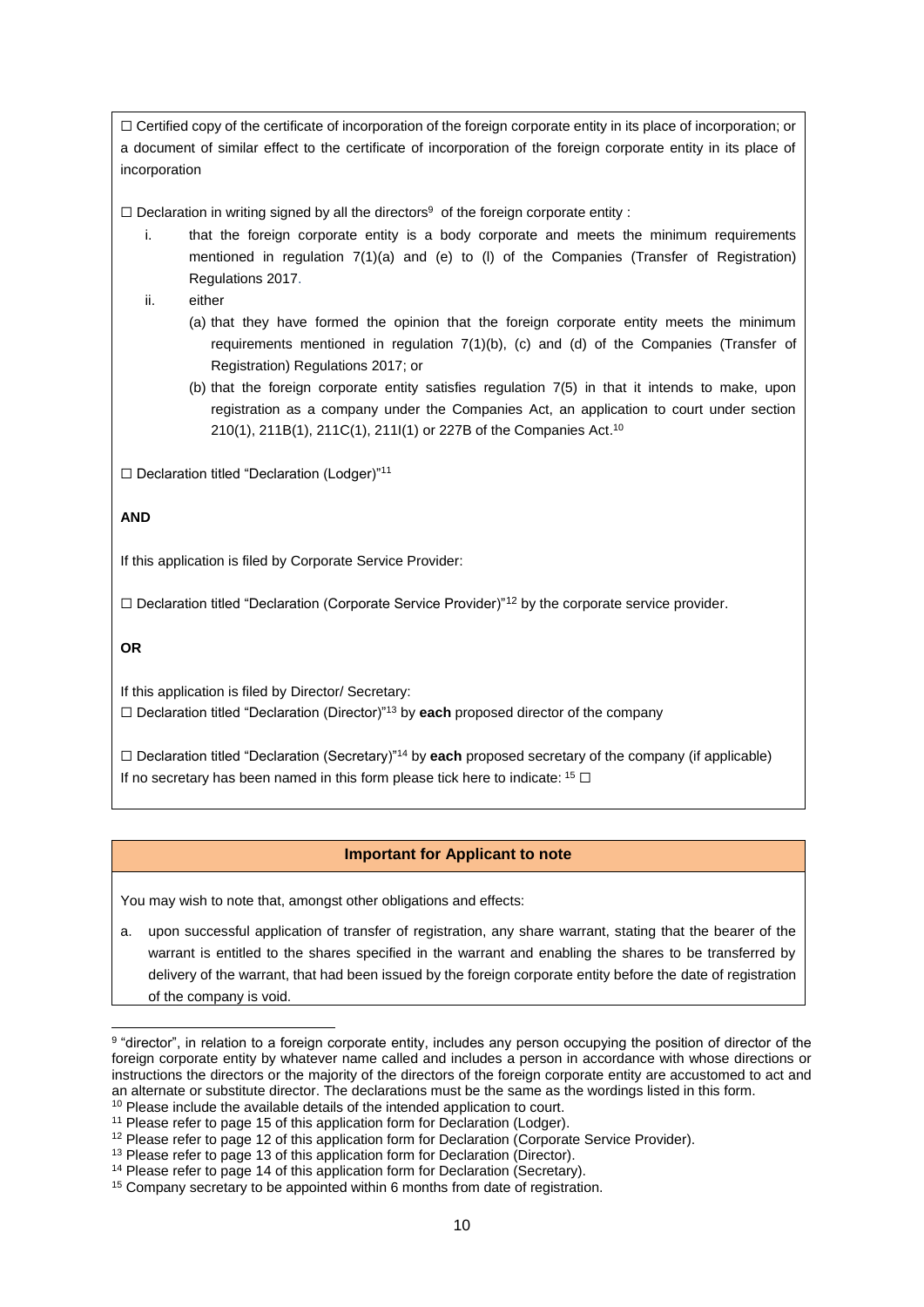☐ Certified copy of the certificate of incorporation of the foreign corporate entity in its place of incorporation; or a document of similar effect to the certificate of incorporation of the foreign corporate entity in its place of incorporation

☐ Declaration in writing signed by all the directors[9] of the foreign corporate entity :

i. that the foreign corporate entity is a body corporate and meets the minimum requirements mentioned in regulation 7(1)(a) and (e) to (l) of the Companies (Transfer of Registration) Regulations 2017.

ii. either

(a) that they have formed the opinion that the foreign corporate entity meets the minimum requirements mentioned in regulation 7(1)(b), (c) and (d) of the Companies (Transfer of Registration) Regulations 2017; or

(b) that the foreign corporate entity satisfies regulation 7(5) in that it intends to make, upon registration as a company under the Companies Act, an application to court under section 210(1), 211B(1), 211C(1), 211I(1) or 227B of the Companies Act.[10]

☐ Declaration titled "Declaration (Lodger)"[11]

**AND**

If this application is filed by Corporate Service Provider:

☐ Declaration titled "Declaration (Corporate Service Provider)"[12] by the corporate service provider.

**OR**

If this application is filed by Director/ Secretary:

☐ Declaration titled "Declaration (Director)"[13] by **each** proposed director of the company

☐ Declaration titled "Declaration (Secretary)"[14] by **each** proposed secretary of the company (if applicable)

If no secretary has been named in this form please tick here to indicate: [15] ☐

**Important for Applicant to note**

You may wish to note that, amongst other obligations and effects:

a. upon successful application of transfer of registration, any share warrant, stating that the bearer of the warrant is entitled to the shares specified in the warrant and enabling the shares to be transferred by delivery of the warrant, that had been issued by the foreign corporate entity before the date of registration of the company is void.

---

[9] "director", in relation to a foreign corporate entity, includes any person occupying the position of director of the foreign corporate entity by whatever name called and includes a person in accordance with whose directions or instructions the directors or the majority of the directors of the foreign corporate entity are accustomed to act and an alternate or substitute director. The declarations must be the same as the wordings listed in this form.

[10] Please include the available details of the intended application to court.

[11] Please refer to page 15 of this application form for Declaration (Lodger).

[12] Please refer to page 12 of this application form for Declaration (Corporate Service Provider).

[13] Please refer to page 13 of this application form for Declaration (Director).

[14] Please refer to page 14 of this application form for Declaration (Secretary).

[15] Company secretary to be appointed within 6 months from date of registration.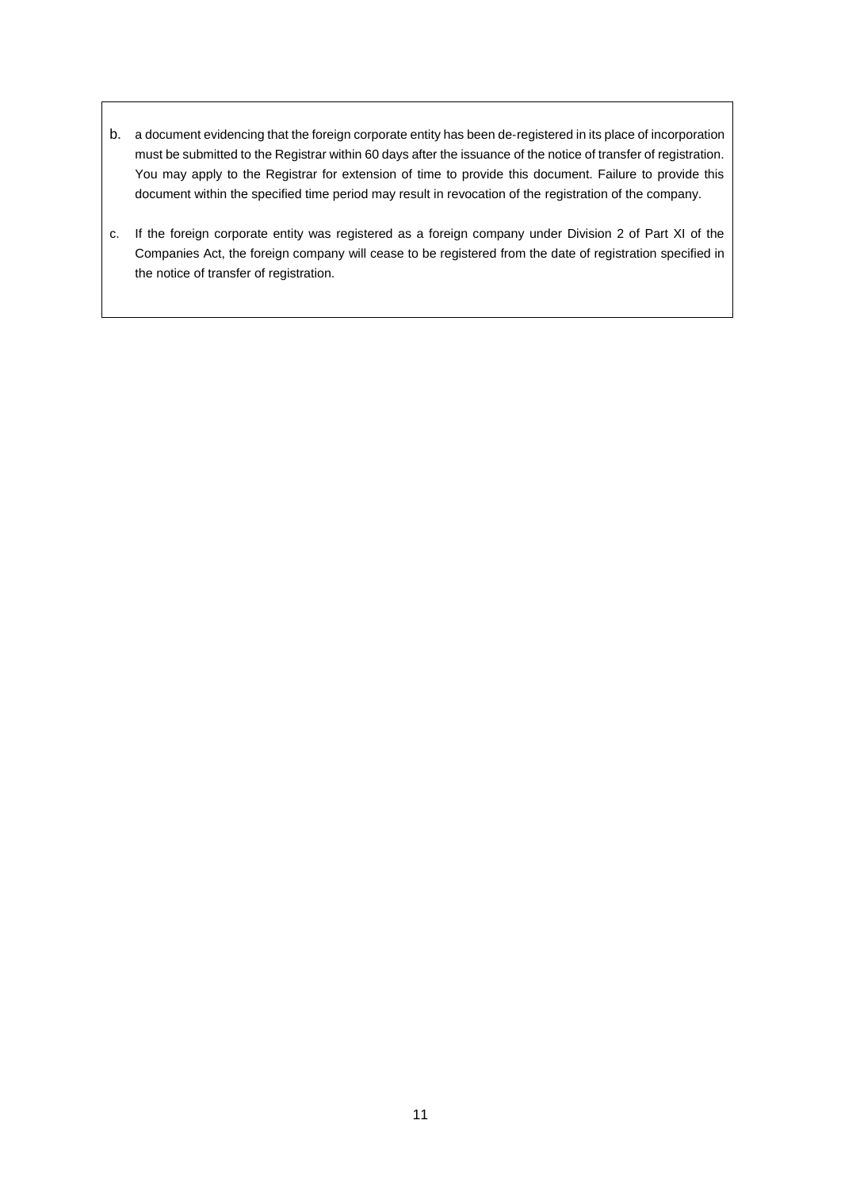b. a document evidencing that the foreign corporate entity has been de-registered in its place of incorporation must be submitted to the Registrar within 60 days after the issuance of the notice of transfer of registration. You may apply to the Registrar for extension of time to provide this document. Failure to provide this document within the specified time period may result in revocation of the registration of the company.

c. If the foreign corporate entity was registered as a foreign company under Division 2 of Part XI of the Companies Act, the foreign company will cease to be registered from the date of registration specified in the notice of transfer of registration.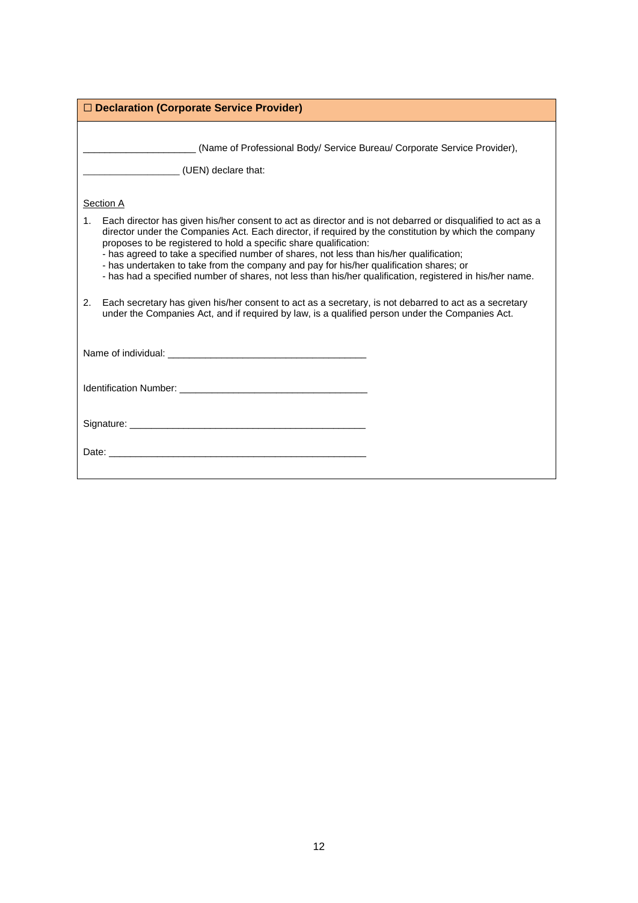## ☐ Declaration (Corporate Service Provider)

____________________ (Name of Professional Body/ Service Bureau/ Corporate Service Provider),

_________________ (UEN) declare that:

Section A

1. Each director has given his/her consent to act as director and is not debarred or disqualified to act as a director under the Companies Act. Each director, if required by the constitution by which the company proposes to be registered to hold a specific share qualification:
   - has agreed to take a specified number of shares, not less than his/her qualification;
   - has undertaken to take from the company and pay for his/her qualification shares; or
   - has had a specified number of shares, not less than his/her qualification, registered in his/her name.

2. Each secretary has given his/her consent to act as a secretary, is not debarred to act as a secretary under the Companies Act, and if required by law, is a qualified person under the Companies Act.

Name of individual: ___________________________________

Identification Number: ___________________________________

Signature: ___________________________________

Date: ___________________________________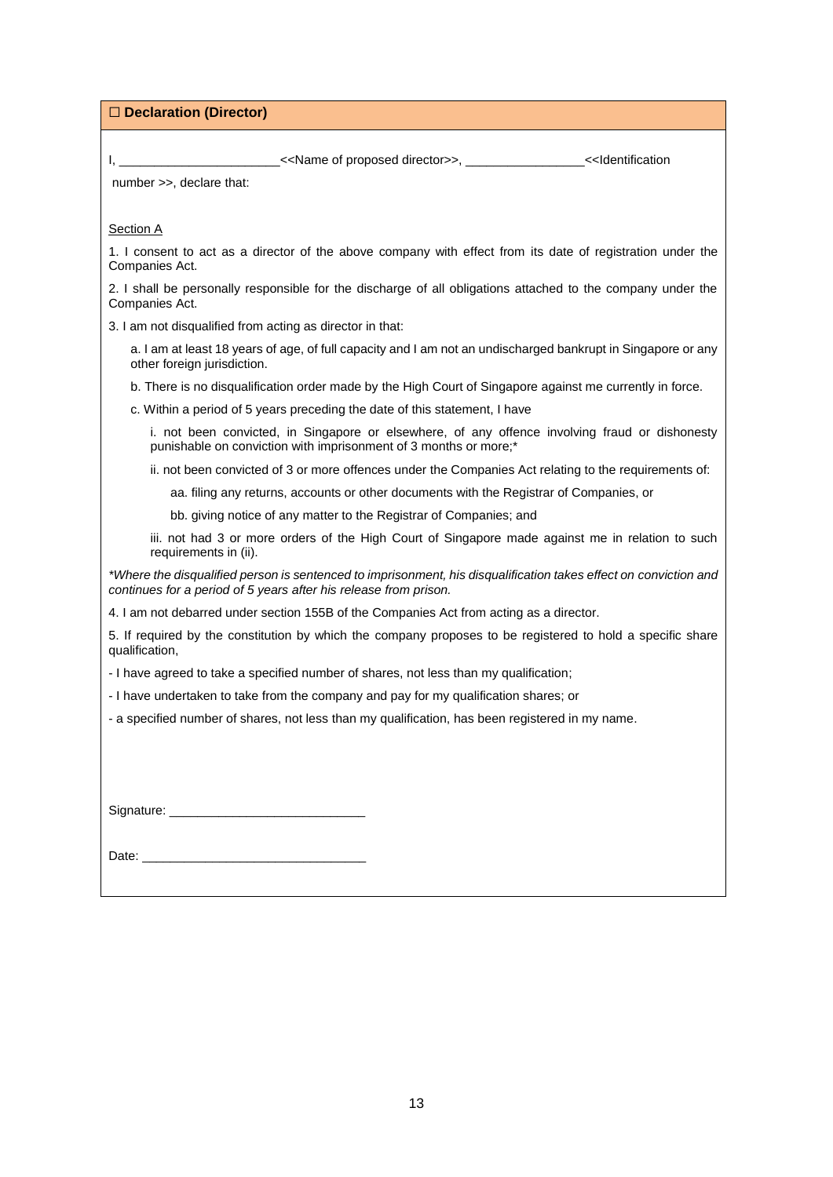## ☐ **Declaration (Director)**

I, ______________________<<Name of proposed director>>, ________________<<Identification number >>, declare that:

Section A

1. I consent to act as a director of the above company with effect from its date of registration under the Companies Act.

2. I shall be personally responsible for the discharge of all obligations attached to the company under the Companies Act.

3. I am not disqualified from acting as director in that:

   a. I am at least 18 years of age, of full capacity and I am not an undischarged bankrupt in Singapore or any other foreign jurisdiction.

   b. There is no disqualification order made by the High Court of Singapore against me currently in force.

   c. Within a period of 5 years preceding the date of this statement, I have

      i. not been convicted, in Singapore or elsewhere, of any offence involving fraud or dishonesty punishable on conviction with imprisonment of 3 months or more;*

      ii. not been convicted of 3 or more offences under the Companies Act relating to the requirements of:

         aa. filing any returns, accounts or other documents with the Registrar of Companies, or

         bb. giving notice of any matter to the Registrar of Companies; and

      iii. not had 3 or more orders of the High Court of Singapore made against me in relation to such requirements in (ii).

*\*Where the disqualified person is sentenced to imprisonment, his disqualification takes effect on conviction and continues for a period of 5 years after his release from prison.*

4. I am not debarred under section 155B of the Companies Act from acting as a director.

5. If required by the constitution by which the company proposes to be registered to hold a specific share qualification,

- I have agreed to take a specified number of shares, not less than my qualification;
- I have undertaken to take from the company and pay for my qualification shares; or
- a specified number of shares, not less than my qualification, has been registered in my name.

Signature: ___________________________

Date: _______________________________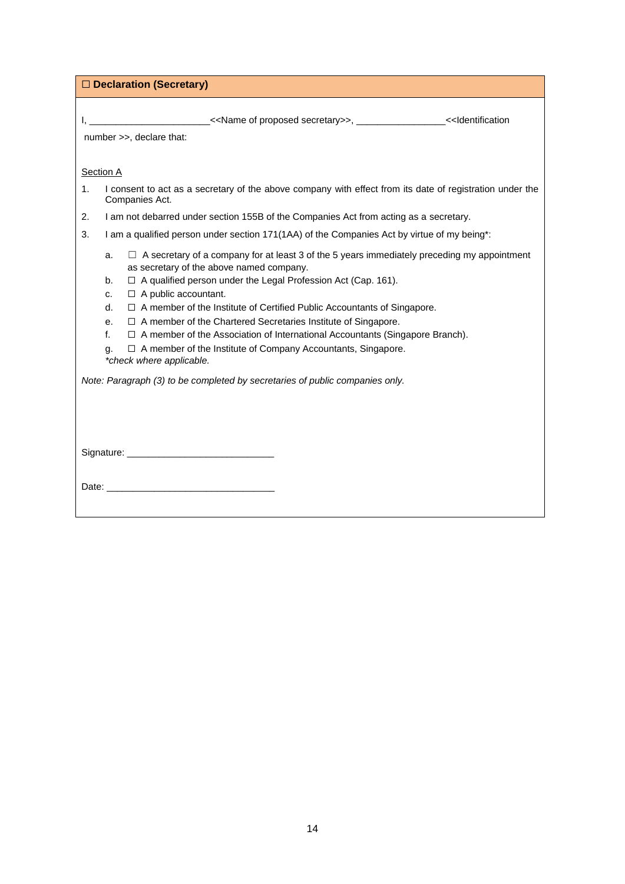## ☐ Declaration (Secretary)

I, ______________________<<Name of proposed secretary>>, _________________<<Identification number >>, declare that:

Section A

1. I consent to act as a secretary of the above company with effect from its date of registration under the Companies Act.
2. I am not debarred under section 155B of the Companies Act from acting as a secretary.
3. I am a qualified person under section 171(1AA) of the Companies Act by virtue of my being*:

   a. ☐ A secretary of a company for at least 3 of the 5 years immediately preceding my appointment as secretary of the above named company.

   b. ☐ A qualified person under the Legal Profession Act (Cap. 161).

   c. ☐ A public accountant.

   d. ☐ A member of the Institute of Certified Public Accountants of Singapore.

   e. ☐ A member of the Chartered Secretaries Institute of Singapore.

   f. ☐ A member of the Association of International Accountants (Singapore Branch).

   g. ☐ A member of the Institute of Company Accountants, Singapore.

   *\*check where applicable.*

*Note: Paragraph (3) to be completed by secretaries of public companies only.*

Signature: ____________________________

Date: ________________________________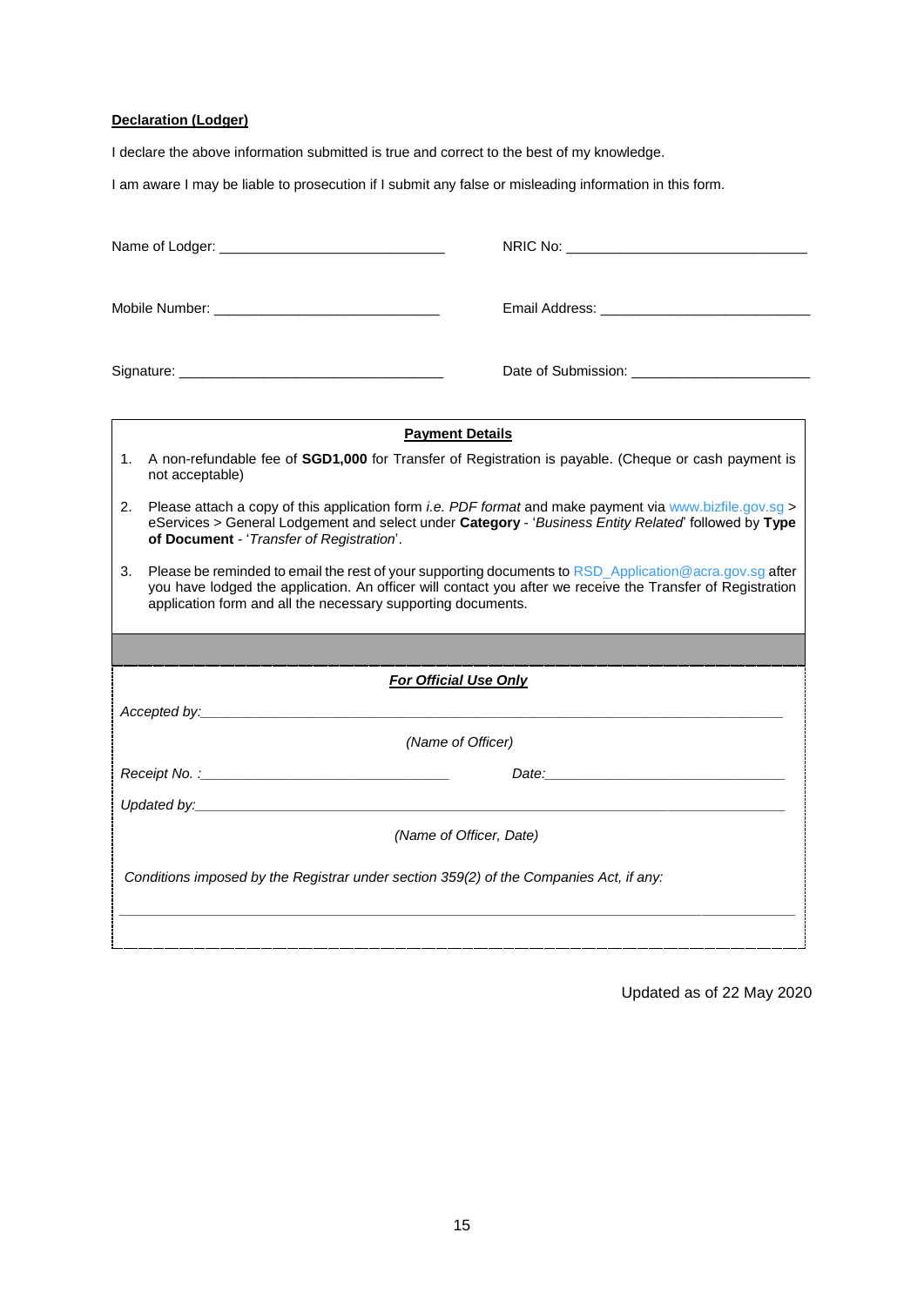**Declaration (Lodger)**

I declare the above information submitted is true and correct to the best of my knowledge.

I am aware I may be liable to prosecution if I submit any false or misleading information in this form.

Name of Lodger: ____________________________ NRIC No: ______________________________

Mobile Number: ____________________________ Email Address: __________________________

Signature: ____________________________________ Date of Submission: ______________________

**Payment Details**

1. A non-refundable fee of **SGD1,000** for Transfer of Registration is payable. (Cheque or cash payment is not acceptable)
2. Please attach a copy of this application form *i.e. PDF format* and make payment via www.bizfile.gov.sg > eServices > General Lodgement and select under **Category** - '*Business Entity Related*' followed by **Type of Document** - '*Transfer of Registration*'.
3. Please be reminded to email the rest of your supporting documents to RSD_Application@acra.gov.sg after you have lodged the application. An officer will contact you after we receive the Transfer of Registration application form and all the necessary supporting documents.

***For Official Use Only***

*Accepted by:*______________________________________________________________________

*(Name of Officer)*

*Receipt No. :*______________________________ *Date:*______________________________

*Updated by:*______________________________________________________________________

*(Name of Officer, Date)*

*Conditions imposed by the Registrar under section 359(2) of the Companies Act, if any:*

______________________________________________________________________________

Updated as of 22 May 2020